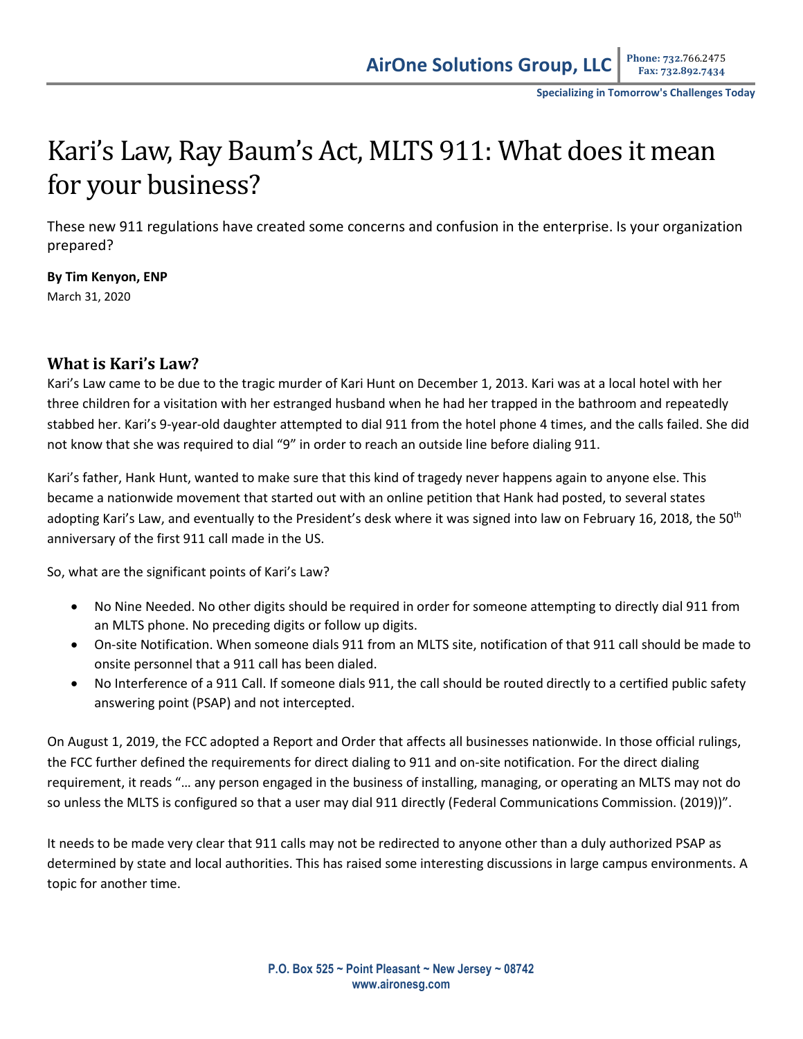# Kari's Law, Ray Baum's Act, MLTS 911: What does it mean for your business?

These new 911 regulations have created some concerns and confusion in the enterprise. Is your organization prepared?

**By Tim Kenyon, ENP**
March 31, 2020

## What is Kari's Law?

Kari's Law came to be due to the tragic murder of Kari Hunt on December 1, 2013. Kari was at a local hotel with her three children for a visitation with her estranged husband when he had her trapped in the bathroom and repeatedly stabbed her. Kari's 9-year-old daughter attempted to dial 911 from the hotel phone 4 times, and the calls failed. She did not know that she was required to dial "9" in order to reach an outside line before dialing 911.

Kari's father, Hank Hunt, wanted to make sure that this kind of tragedy never happens again to anyone else. This became a nationwide movement that started out with an online petition that Hank had posted, to several states adopting Kari's Law, and eventually to the President's desk where it was signed into law on February 16, 2018, the 50th anniversary of the first 911 call made in the US.

So, what are the significant points of Kari's Law?

- No Nine Needed. No other digits should be required in order for someone attempting to directly dial 911 from an MLTS phone. No preceding digits or follow up digits.
- On-site Notification. When someone dials 911 from an MLTS site, notification of that 911 call should be made to onsite personnel that a 911 call has been dialed.
- No Interference of a 911 Call. If someone dials 911, the call should be routed directly to a certified public safety answering point (PSAP) and not intercepted.

On August 1, 2019, the FCC adopted a Report and Order that affects all businesses nationwide. In those official rulings, the FCC further defined the requirements for direct dialing to 911 and on-site notification. For the direct dialing requirement, it reads "… any person engaged in the business of installing, managing, or operating an MLTS may not do so unless the MLTS is configured so that a user may dial 911 directly (Federal Communications Commission. (2019))".

It needs to be made very clear that 911 calls may not be redirected to anyone other than a duly authorized PSAP as determined by state and local authorities. This has raised some interesting discussions in large campus environments. A topic for another time.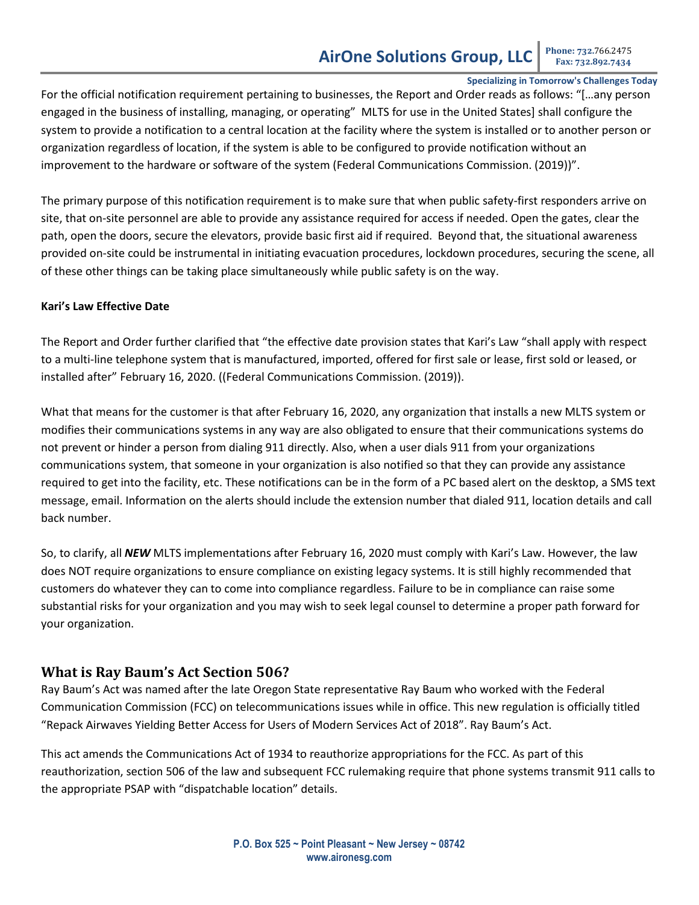For the official notification requirement pertaining to businesses, the Report and Order reads as follows: "[…any person engaged in the business of installing, managing, or operating" MLTS for use in the United States] shall configure the system to provide a notification to a central location at the facility where the system is installed or to another person or organization regardless of location, if the system is able to be configured to provide notification without an improvement to the hardware or software of the system (Federal Communications Commission. (2019))".

The primary purpose of this notification requirement is to make sure that when public safety-first responders arrive on site, that on-site personnel are able to provide any assistance required for access if needed. Open the gates, clear the path, open the doors, secure the elevators, provide basic first aid if required. Beyond that, the situational awareness provided on-site could be instrumental in initiating evacuation procedures, lockdown procedures, securing the scene, all of these other things can be taking place simultaneously while public safety is on the way.

**Kari's Law Effective Date**

The Report and Order further clarified that "the effective date provision states that Kari's Law "shall apply with respect to a multi-line telephone system that is manufactured, imported, offered for first sale or lease, first sold or leased, or installed after" February 16, 2020. ((Federal Communications Commission. (2019)).

What that means for the customer is that after February 16, 2020, any organization that installs a new MLTS system or modifies their communications systems in any way are also obligated to ensure that their communications systems do not prevent or hinder a person from dialing 911 directly. Also, when a user dials 911 from your organizations communications system, that someone in your organization is also notified so that they can provide any assistance required to get into the facility, etc. These notifications can be in the form of a PC based alert on the desktop, a SMS text message, email. Information on the alerts should include the extension number that dialed 911, location details and call back number.

So, to clarify, all ***NEW*** MLTS implementations after February 16, 2020 must comply with Kari's Law. However, the law does NOT require organizations to ensure compliance on existing legacy systems. It is still highly recommended that customers do whatever they can to come into compliance regardless. Failure to be in compliance can raise some substantial risks for your organization and you may wish to seek legal counsel to determine a proper path forward for your organization.

## What is Ray Baum's Act Section 506?

Ray Baum's Act was named after the late Oregon State representative Ray Baum who worked with the Federal Communication Commission (FCC) on telecommunications issues while in office. This new regulation is officially titled "Repack Airwaves Yielding Better Access for Users of Modern Services Act of 2018". Ray Baum's Act.

This act amends the Communications Act of 1934 to reauthorize appropriations for the FCC. As part of this reauthorization, section 506 of the law and subsequent FCC rulemaking require that phone systems transmit 911 calls to the appropriate PSAP with "dispatchable location" details.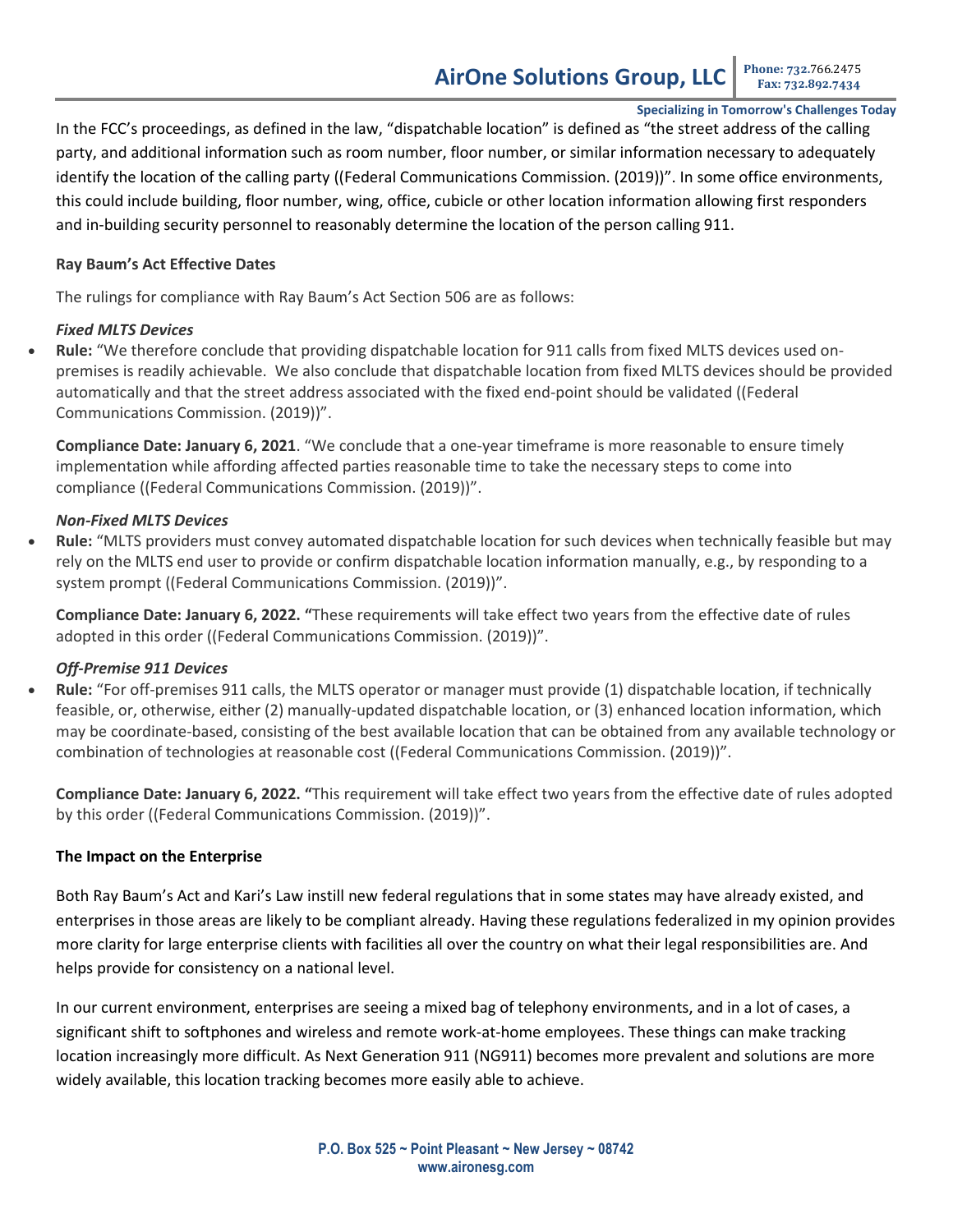In the FCC's proceedings, as defined in the law, "dispatchable location" is defined as "the street address of the calling party, and additional information such as room number, floor number, or similar information necessary to adequately identify the location of the calling party ((Federal Communications Commission. (2019))". In some office environments, this could include building, floor number, wing, office, cubicle or other location information allowing first responders and in-building security personnel to reasonably determine the location of the person calling 911.

**Ray Baum's Act Effective Dates**

The rulings for compliance with Ray Baum's Act Section 506 are as follows:

***Fixed MLTS Devices***

- **Rule:** "We therefore conclude that providing dispatchable location for 911 calls from fixed MLTS devices used on-premises is readily achievable. We also conclude that dispatchable location from fixed MLTS devices should be provided automatically and that the street address associated with the fixed end-point should be validated ((Federal Communications Commission. (2019))".

  **Compliance Date: January 6, 2021**. "We conclude that a one-year timeframe is more reasonable to ensure timely implementation while affording affected parties reasonable time to take the necessary steps to come into compliance ((Federal Communications Commission. (2019))".

***Non-Fixed MLTS Devices***

- **Rule:** "MLTS providers must convey automated dispatchable location for such devices when technically feasible but may rely on the MLTS end user to provide or confirm dispatchable location information manually, e.g., by responding to a system prompt ((Federal Communications Commission. (2019))".

  **Compliance Date: January 6, 2022. "**These requirements will take effect two years from the effective date of rules adopted in this order ((Federal Communications Commission. (2019))".

***Off-Premise 911 Devices***

- **Rule:** "For off-premises 911 calls, the MLTS operator or manager must provide (1) dispatchable location, if technically feasible, or, otherwise, either (2) manually-updated dispatchable location, or (3) enhanced location information, which may be coordinate-based, consisting of the best available location that can be obtained from any available technology or combination of technologies at reasonable cost ((Federal Communications Commission. (2019))".

  **Compliance Date: January 6, 2022. "**This requirement will take effect two years from the effective date of rules adopted by this order ((Federal Communications Commission. (2019))".

**The Impact on the Enterprise**

Both Ray Baum's Act and Kari's Law instill new federal regulations that in some states may have already existed, and enterprises in those areas are likely to be compliant already. Having these regulations federalized in my opinion provides more clarity for large enterprise clients with facilities all over the country on what their legal responsibilities are. And helps provide for consistency on a national level.

In our current environment, enterprises are seeing a mixed bag of telephony environments, and in a lot of cases, a significant shift to softphones and wireless and remote work-at-home employees. These things can make tracking location increasingly more difficult. As Next Generation 911 (NG911) becomes more prevalent and solutions are more widely available, this location tracking becomes more easily able to achieve.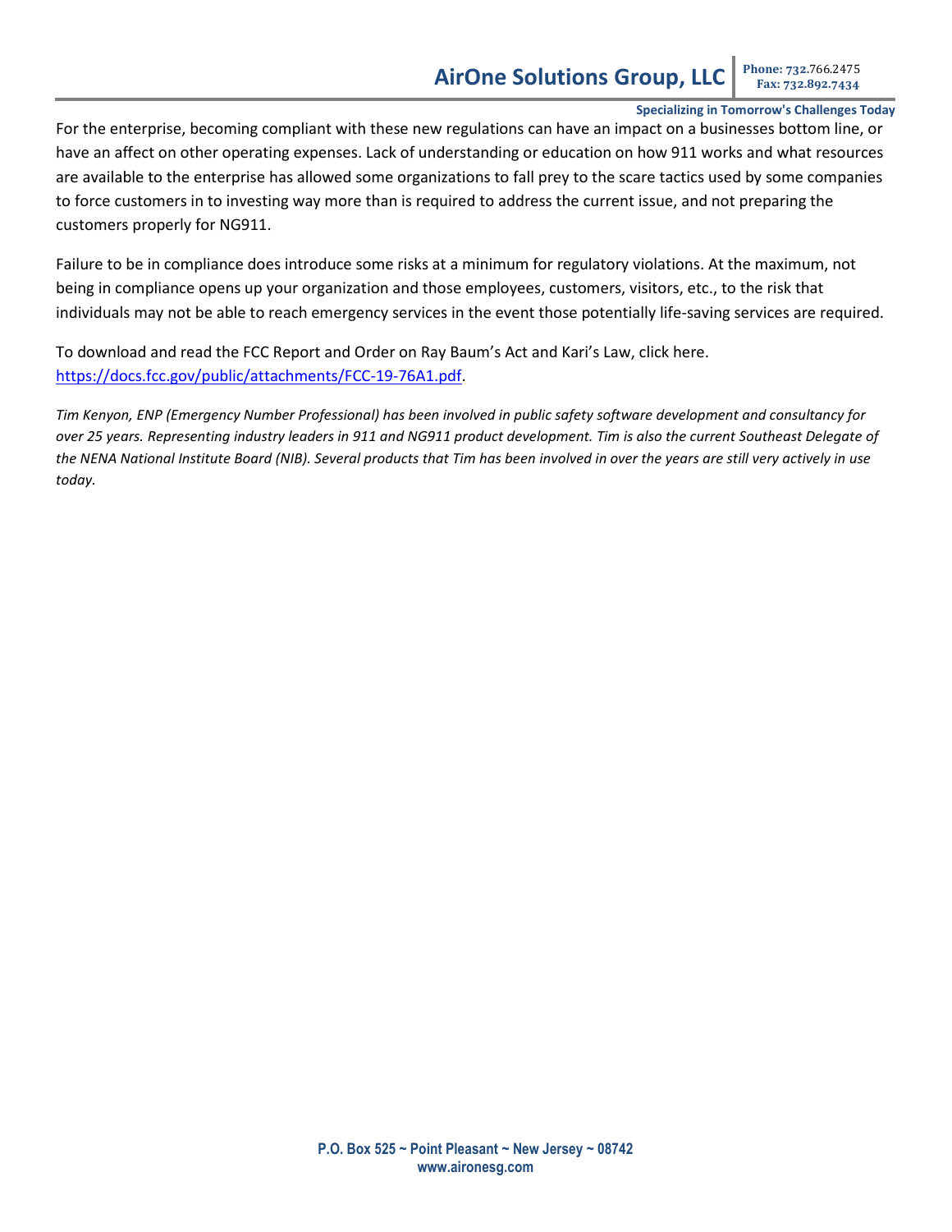For the enterprise, becoming compliant with these new regulations can have an impact on a businesses bottom line, or have an affect on other operating expenses. Lack of understanding or education on how 911 works and what resources are available to the enterprise has allowed some organizations to fall prey to the scare tactics used by some companies to force customers in to investing way more than is required to address the current issue, and not preparing the customers properly for NG911.

Failure to be in compliance does introduce some risks at a minimum for regulatory violations. At the maximum, not being in compliance opens up your organization and those employees, customers, visitors, etc., to the risk that individuals may not be able to reach emergency services in the event those potentially life-saving services are required.

To download and read the FCC Report and Order on Ray Baum's Act and Kari's Law, click here. https://docs.fcc.gov/public/attachments/FCC-19-76A1.pdf.

*Tim Kenyon, ENP (Emergency Number Professional) has been involved in public safety software development and consultancy for over 25 years. Representing industry leaders in 911 and NG911 product development. Tim is also the current Southeast Delegate of the NENA National Institute Board (NIB). Several products that Tim has been involved in over the years are still very actively in use today.*